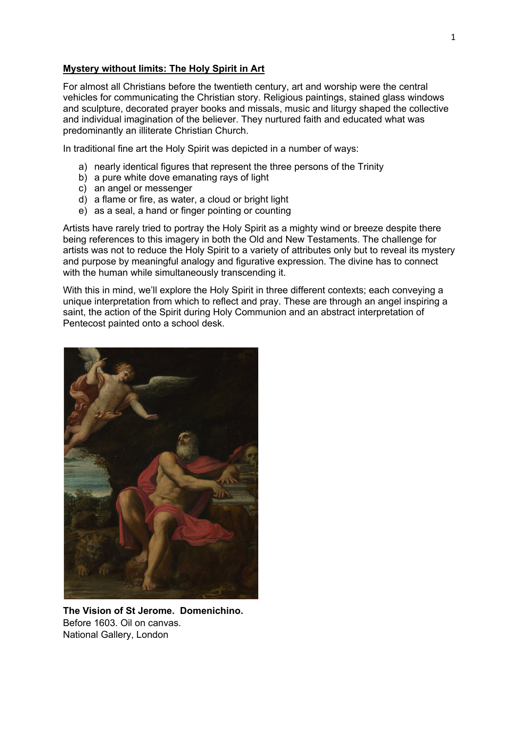**Mystery without limits: The Holy Spirit in Art**

For almost all Christians before the twentieth century, art and worship were the central vehicles for communicating the Christian story. Religious paintings, stained glass windows and sculpture, decorated prayer books and missals, music and liturgy shaped the collective and individual imagination of the believer. They nurtured faith and educated what was predominantly an illiterate Christian Church.

In traditional fine art the Holy Spirit was depicted in a number of ways:

a) nearly identical figures that represent the three persons of the Trinity
b) a pure white dove emanating rays of light
c) an angel or messenger
d) a flame or fire, as water, a cloud or bright light
e) as a seal, a hand or finger pointing or counting

Artists have rarely tried to portray the Holy Spirit as a mighty wind or breeze despite there being references to this imagery in both the Old and New Testaments. The challenge for artists was not to reduce the Holy Spirit to a variety of attributes only but to reveal its mystery and purpose by meaningful analogy and figurative expression. The divine has to connect with the human while simultaneously transcending it.

With this in mind, we'll explore the Holy Spirit in three different contexts; each conveying a unique interpretation from which to reflect and pray. These are through an angel inspiring a saint, the action of the Spirit during Holy Communion and an abstract interpretation of Pentecost painted onto a school desk.

**The Vision of St Jerome. Domenichino.**
Before 1603. Oil on canvas.
National Gallery, London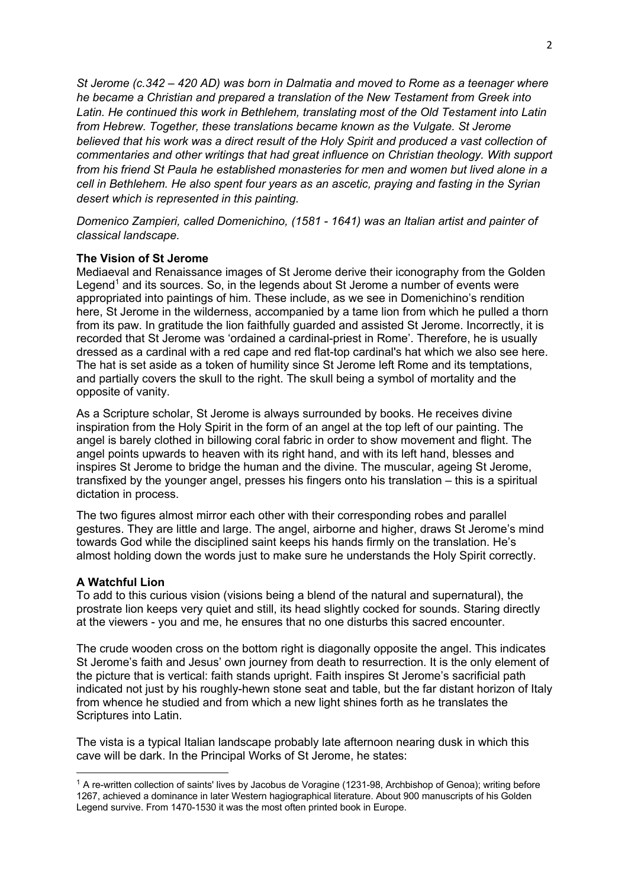*St Jerome (c.342 – 420 AD) was born in Dalmatia and moved to Rome as a teenager where he became a Christian and prepared a translation of the New Testament from Greek into Latin. He continued this work in Bethlehem, translating most of the Old Testament into Latin from Hebrew. Together, these translations became known as the Vulgate. St Jerome believed that his work was a direct result of the Holy Spirit and produced a vast collection of commentaries and other writings that had great influence on Christian theology. With support from his friend St Paula he established monasteries for men and women but lived alone in a cell in Bethlehem. He also spent four years as an ascetic, praying and fasting in the Syrian desert which is represented in this painting.*

*Domenico Zampieri, called Domenichino, (1581 - 1641) was an Italian artist and painter of classical landscape.*

**The Vision of St Jerome**

Mediaeval and Renaissance images of St Jerome derive their iconography from the Golden Legend[1] and its sources. So, in the legends about St Jerome a number of events were appropriated into paintings of him. These include, as we see in Domenichino's rendition here, St Jerome in the wilderness, accompanied by a tame lion from which he pulled a thorn from its paw. In gratitude the lion faithfully guarded and assisted St Jerome. Incorrectly, it is recorded that St Jerome was 'ordained a cardinal-priest in Rome'. Therefore, he is usually dressed as a cardinal with a red cape and red flat-top cardinal's hat which we also see here. The hat is set aside as a token of humility since St Jerome left Rome and its temptations, and partially covers the skull to the right. The skull being a symbol of mortality and the opposite of vanity.

As a Scripture scholar, St Jerome is always surrounded by books. He receives divine inspiration from the Holy Spirit in the form of an angel at the top left of our painting. The angel is barely clothed in billowing coral fabric in order to show movement and flight. The angel points upwards to heaven with its right hand, and with its left hand, blesses and inspires St Jerome to bridge the human and the divine. The muscular, ageing St Jerome, transfixed by the younger angel, presses his fingers onto his translation – this is a spiritual dictation in process.

The two figures almost mirror each other with their corresponding robes and parallel gestures. They are little and large. The angel, airborne and higher, draws St Jerome's mind towards God while the disciplined saint keeps his hands firmly on the translation. He's almost holding down the words just to make sure he understands the Holy Spirit correctly.

**A Watchful Lion**

To add to this curious vision (visions being a blend of the natural and supernatural), the prostrate lion keeps very quiet and still, its head slightly cocked for sounds. Staring directly at the viewers - you and me, he ensures that no one disturbs this sacred encounter.

The crude wooden cross on the bottom right is diagonally opposite the angel. This indicates St Jerome's faith and Jesus' own journey from death to resurrection. It is the only element of the picture that is vertical: faith stands upright. Faith inspires St Jerome's sacrificial path indicated not just by his roughly-hewn stone seat and table, but the far distant horizon of Italy from whence he studied and from which a new light shines forth as he translates the Scriptures into Latin.

The vista is a typical Italian landscape probably late afternoon nearing dusk in which this cave will be dark. In the Principal Works of St Jerome, he states:

[1] A re-written collection of saints' lives by Jacobus de Voragine (1231-98, Archbishop of Genoa); writing before 1267, achieved a dominance in later Western hagiographical literature. About 900 manuscripts of his Golden Legend survive. From 1470-1530 it was the most often printed book in Europe.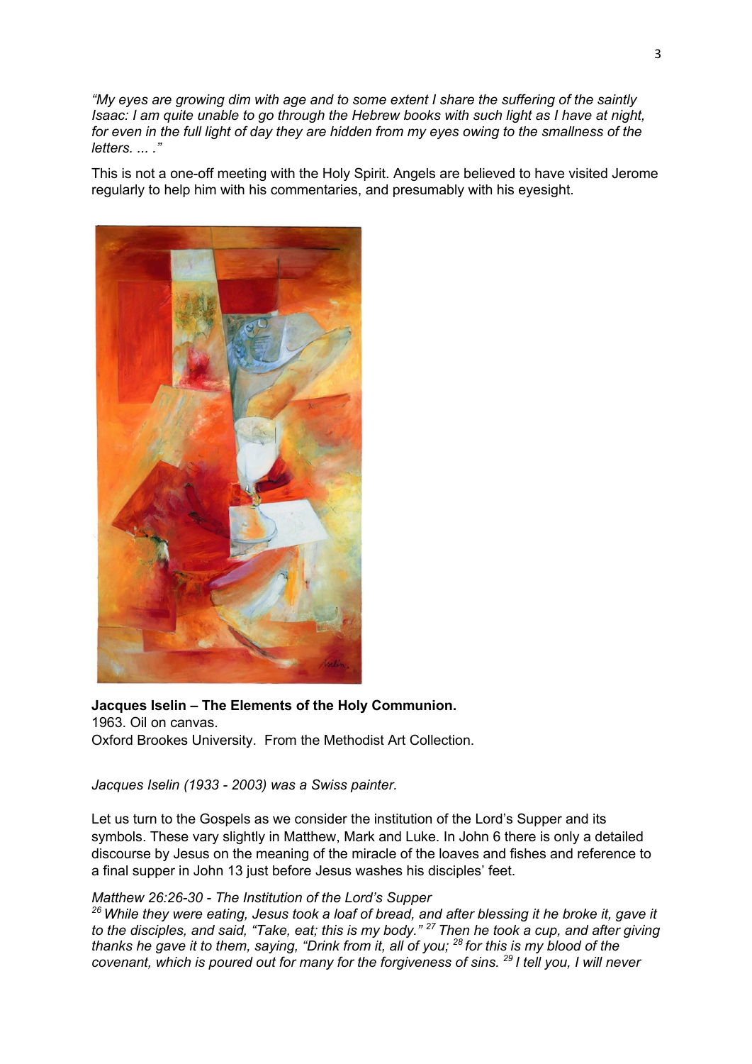*"My eyes are growing dim with age and to some extent I share the suffering of the saintly Isaac: I am quite unable to go through the Hebrew books with such light as I have at night, for even in the full light of day they are hidden from my eyes owing to the smallness of the letters. ... ."*

This is not a one-off meeting with the Holy Spirit. Angels are believed to have visited Jerome regularly to help him with his commentaries, and presumably with his eyesight.

**Jacques Iselin – The Elements of the Holy Communion.**
1963. Oil on canvas.
Oxford Brookes University. From the Methodist Art Collection.

*Jacques Iselin (1933 - 2003) was a Swiss painter.*

Let us turn to the Gospels as we consider the institution of the Lord's Supper and its symbols. These vary slightly in Matthew, Mark and Luke. In John 6 there is only a detailed discourse by Jesus on the meaning of the miracle of the loaves and fishes and reference to a final supper in John 13 just before Jesus washes his disciples' feet.

*Matthew 26:26-30 - The Institution of the Lord's Supper*
*[26] While they were eating, Jesus took a loaf of bread, and after blessing it he broke it, gave it to the disciples, and said, "Take, eat; this is my body." [27] Then he took a cup, and after giving thanks he gave it to them, saying, "Drink from it, all of you; [28] for this is my blood of the covenant, which is poured out for many for the forgiveness of sins. [29] I tell you, I will never*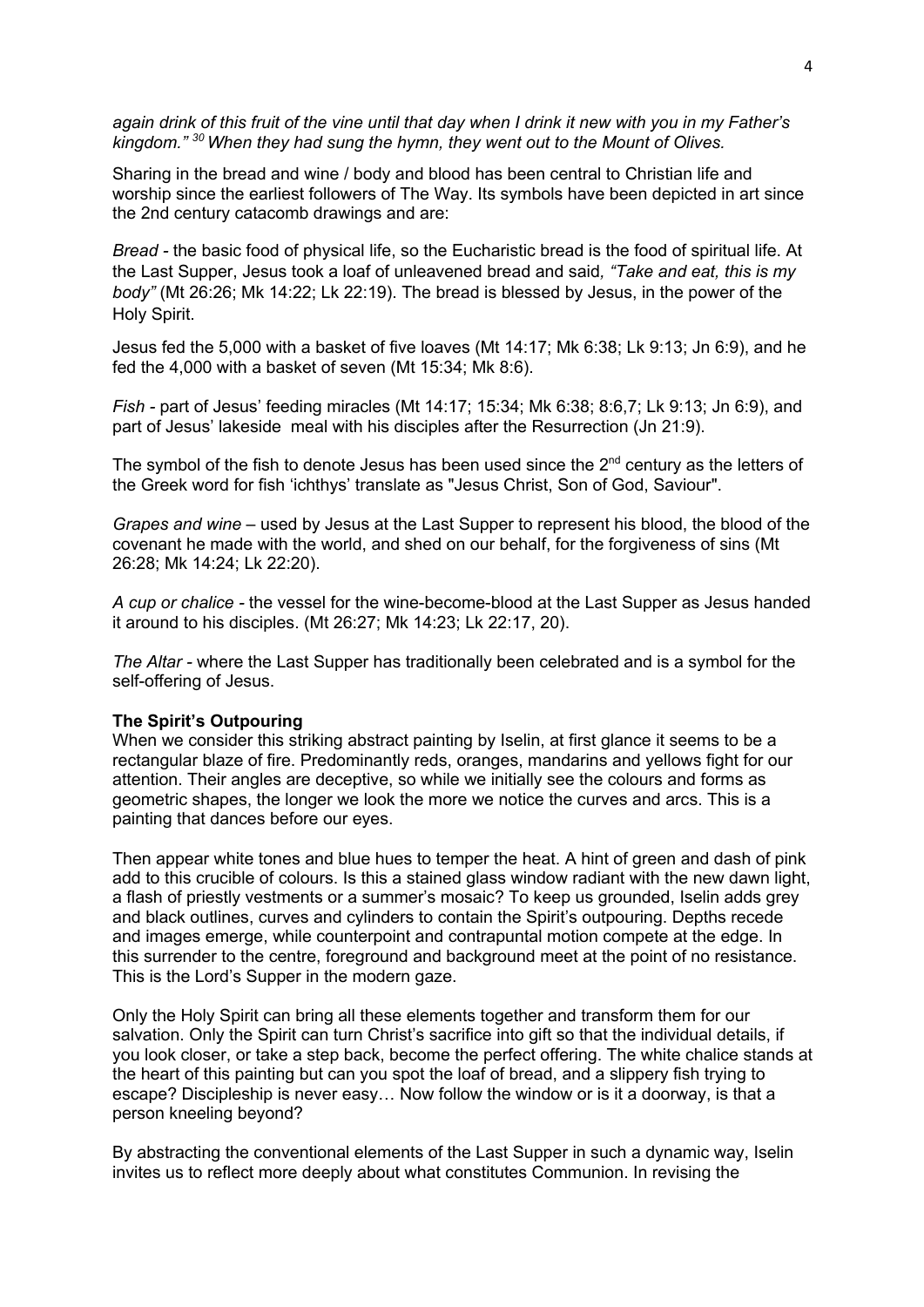*again drink of this fruit of the vine until that day when I drink it new with you in my Father's kingdom."* [30] *When they had sung the hymn, they went out to the Mount of Olives.*

Sharing in the bread and wine / body and blood has been central to Christian life and worship since the earliest followers of The Way. Its symbols have been depicted in art since the 2nd century catacomb drawings and are:

*Bread* - the basic food of physical life, so the Eucharistic bread is the food of spiritual life. At the Last Supper, Jesus took a loaf of unleavened bread and said*, "Take and eat, this is my body"* (Mt 26:26; Mk 14:22; Lk 22:19). The bread is blessed by Jesus, in the power of the Holy Spirit.

Jesus fed the 5,000 with a basket of five loaves (Mt 14:17; Mk 6:38; Lk 9:13; Jn 6:9), and he fed the 4,000 with a basket of seven (Mt 15:34; Mk 8:6).

*Fish* - part of Jesus' feeding miracles (Mt 14:17; 15:34; Mk 6:38; 8:6,7; Lk 9:13; Jn 6:9), and part of Jesus' lakeside meal with his disciples after the Resurrection (Jn 21:9).

The symbol of the fish to denote Jesus has been used since the 2nd century as the letters of the Greek word for fish 'ichthys' translate as "Jesus Christ, Son of God, Saviour".

*Grapes and wine* – used by Jesus at the Last Supper to represent his blood, the blood of the covenant he made with the world, and shed on our behalf, for the forgiveness of sins (Mt 26:28; Mk 14:24; Lk 22:20).

*A cup or chalice* - the vessel for the wine-become-blood at the Last Supper as Jesus handed it around to his disciples. (Mt 26:27; Mk 14:23; Lk 22:17, 20).

*The Altar* - where the Last Supper has traditionally been celebrated and is a symbol for the self-offering of Jesus.

**The Spirit's Outpouring**

When we consider this striking abstract painting by Iselin, at first glance it seems to be a rectangular blaze of fire. Predominantly reds, oranges, mandarins and yellows fight for our attention. Their angles are deceptive, so while we initially see the colours and forms as geometric shapes, the longer we look the more we notice the curves and arcs. This is a painting that dances before our eyes.

Then appear white tones and blue hues to temper the heat. A hint of green and dash of pink add to this crucible of colours. Is this a stained glass window radiant with the new dawn light, a flash of priestly vestments or a summer's mosaic? To keep us grounded, Iselin adds grey and black outlines, curves and cylinders to contain the Spirit's outpouring. Depths recede and images emerge, while counterpoint and contrapuntal motion compete at the edge. In this surrender to the centre, foreground and background meet at the point of no resistance. This is the Lord's Supper in the modern gaze.

Only the Holy Spirit can bring all these elements together and transform them for our salvation. Only the Spirit can turn Christ's sacrifice into gift so that the individual details, if you look closer, or take a step back, become the perfect offering. The white chalice stands at the heart of this painting but can you spot the loaf of bread, and a slippery fish trying to escape? Discipleship is never easy… Now follow the window or is it a doorway, is that a person kneeling beyond?

By abstracting the conventional elements of the Last Supper in such a dynamic way, Iselin invites us to reflect more deeply about what constitutes Communion. In revising the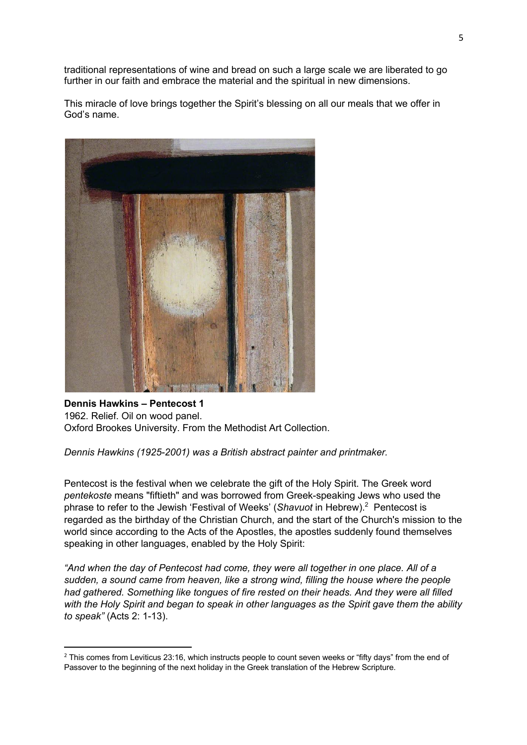traditional representations of wine and bread on such a large scale we are liberated to go further in our faith and embrace the material and the spiritual in new dimensions.

This miracle of love brings together the Spirit's blessing on all our meals that we offer in God's name.

**Dennis Hawkins – Pentecost 1**
1962. Relief. Oil on wood panel.
Oxford Brookes University. From the Methodist Art Collection.

*Dennis Hawkins (1925-2001) was a British abstract painter and printmaker.*

Pentecost is the festival when we celebrate the gift of the Holy Spirit. The Greek word *pentekoste* means "fiftieth" and was borrowed from Greek-speaking Jews who used the phrase to refer to the Jewish 'Festival of Weeks' (*Shavuot* in Hebrew).[2] Pentecost is regarded as the birthday of the Christian Church, and the start of the Church's mission to the world since according to the Acts of the Apostles, the apostles suddenly found themselves speaking in other languages, enabled by the Holy Spirit:

*"And when the day of Pentecost had come, they were all together in one place. All of a sudden, a sound came from heaven, like a strong wind, filling the house where the people had gathered. Something like tongues of fire rested on their heads. And they were all filled with the Holy Spirit and began to speak in other languages as the Spirit gave them the ability to speak"* (Acts 2: 1-13).

---

[2] This comes from Leviticus 23:16, which instructs people to count seven weeks or "fifty days" from the end of Passover to the beginning of the next holiday in the Greek translation of the Hebrew Scripture.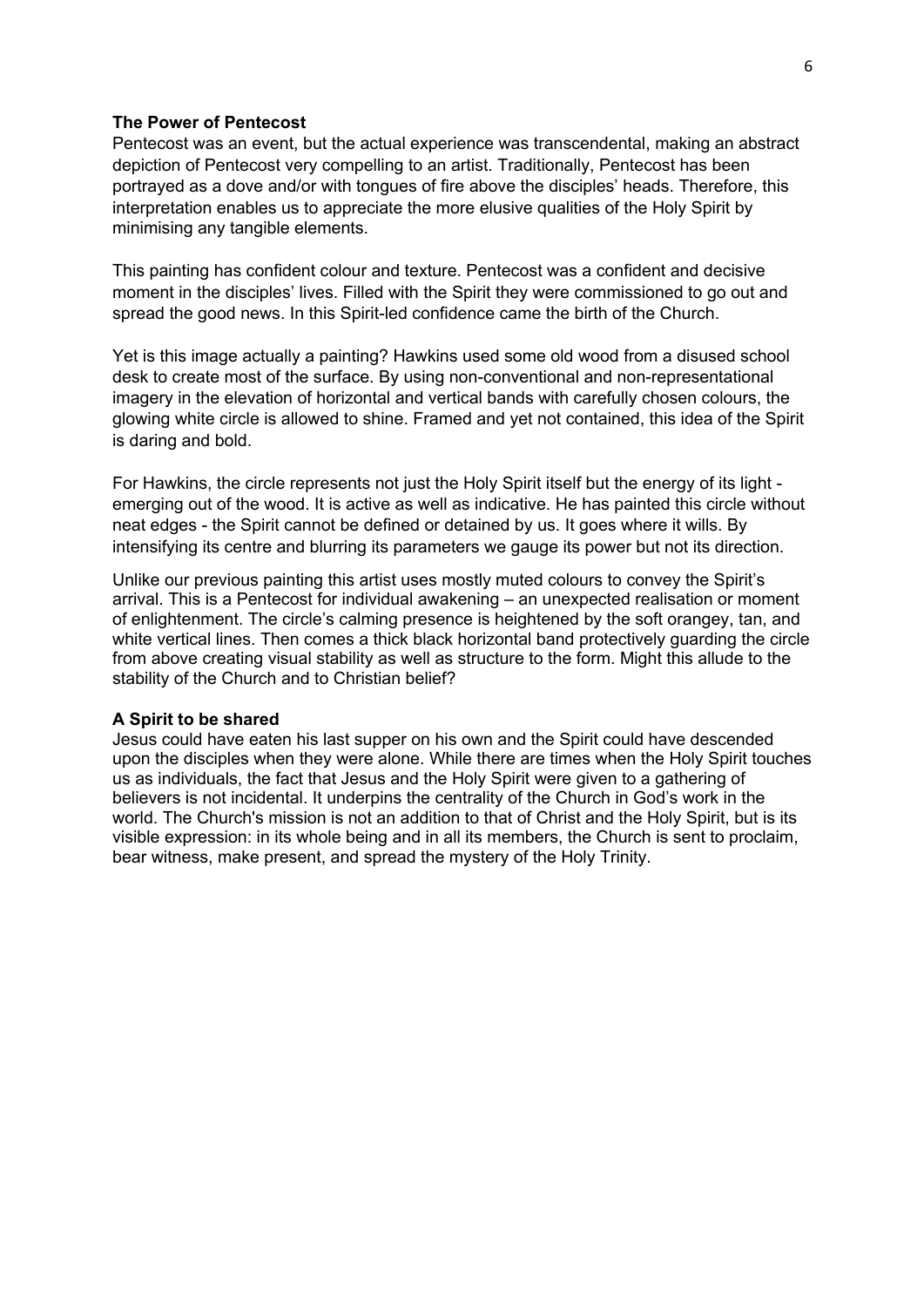**The Power of Pentecost**

Pentecost was an event, but the actual experience was transcendental, making an abstract depiction of Pentecost very compelling to an artist. Traditionally, Pentecost has been portrayed as a dove and/or with tongues of fire above the disciples' heads. Therefore, this interpretation enables us to appreciate the more elusive qualities of the Holy Spirit by minimising any tangible elements.

This painting has confident colour and texture. Pentecost was a confident and decisive moment in the disciples' lives. Filled with the Spirit they were commissioned to go out and spread the good news. In this Spirit-led confidence came the birth of the Church.

Yet is this image actually a painting? Hawkins used some old wood from a disused school desk to create most of the surface. By using non-conventional and non-representational imagery in the elevation of horizontal and vertical bands with carefully chosen colours, the glowing white circle is allowed to shine. Framed and yet not contained, this idea of the Spirit is daring and bold.

For Hawkins, the circle represents not just the Holy Spirit itself but the energy of its light - emerging out of the wood. It is active as well as indicative. He has painted this circle without neat edges - the Spirit cannot be defined or detained by us. It goes where it wills. By intensifying its centre and blurring its parameters we gauge its power but not its direction.

Unlike our previous painting this artist uses mostly muted colours to convey the Spirit's arrival. This is a Pentecost for individual awakening – an unexpected realisation or moment of enlightenment. The circle's calming presence is heightened by the soft orangey, tan, and white vertical lines. Then comes a thick black horizontal band protectively guarding the circle from above creating visual stability as well as structure to the form. Might this allude to the stability of the Church and to Christian belief?

**A Spirit to be shared**

Jesus could have eaten his last supper on his own and the Spirit could have descended upon the disciples when they were alone. While there are times when the Holy Spirit touches us as individuals, the fact that Jesus and the Holy Spirit were given to a gathering of believers is not incidental. It underpins the centrality of the Church in God's work in the world. The Church's mission is not an addition to that of Christ and the Holy Spirit, but is its visible expression: in its whole being and in all its members, the Church is sent to proclaim, bear witness, make present, and spread the mystery of the Holy Trinity.